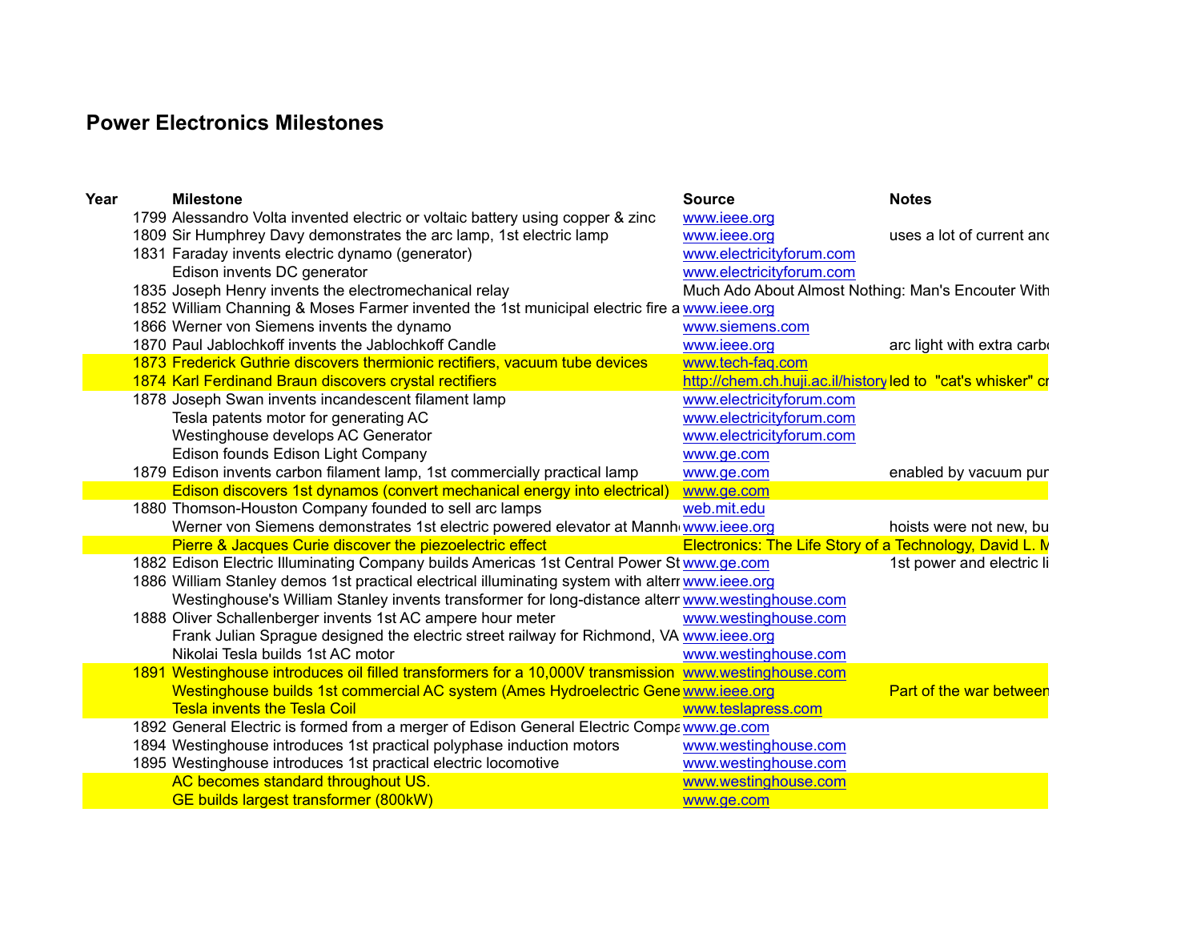# Power Electronics Milestones

| Year | Milestone | Source | Notes |
|---|---|---|---|
| 1799 | Alessandro Volta invented electric or voltaic battery using copper & zinc | www.ieee.org | |
| 1809 | Sir Humphrey Davy demonstrates the arc lamp, 1st electric lamp | www.ieee.org | uses a lot of current and |
| 1831 | Faraday invents electric dynamo (generator) | www.electricityforum.com | |
| | Edison invents DC generator | www.electricityforum.com | |
| 1835 | Joseph Henry invents the electromechanical relay | Much Ado About Almost Nothing: Man's Encouter With | |
| 1852 | William Channing & Moses Farmer invented the 1st municipal electric fire a | www.ieee.org | |
| 1866 | Werner von Siemens invents the dynamo | www.siemens.com | |
| 1870 | Paul Jablochkoff invents the Jablochkoff Candle | www.ieee.org | arc light with extra carbo |
| 1873 | Frederick Guthrie discovers thermionic rectifiers, vacuum tube devices | www.tech-faq.com | |
| 1874 | Karl Ferdinand Braun discovers crystal rectifiers | http://chem.ch.huji.ac.il/history | led to "cat's whisker" cr |
| 1878 | Joseph Swan invents incandescent filament lamp | www.electricityforum.com | |
| | Tesla patents motor for generating AC | www.electricityforum.com | |
| | Westinghouse develops AC Generator | www.electricityforum.com | |
| | Edison founds Edison Light Company | www.ge.com | |
| 1879 | Edison invents carbon filament lamp, 1st commercially practical lamp | www.ge.com | enabled by vacuum pur |
| | Edison discovers 1st dynamos (convert mechanical energy into electrical) | www.ge.com | |
| 1880 | Thomson-Houston Company founded to sell arc lamps | web.mit.edu | |
| | Werner von Siemens demonstrates 1st electric powered elevator at Mannh | www.ieee.org | hoists were not new, bu |
| | Pierre & Jacques Curie discover the piezoelectric effect | Electronics: The Life Story of a Technology, David L. M | |
| 1882 | Edison Electric Illuminating Company builds Americas 1st Central Power St | www.ge.com | 1st power and electric li |
| 1886 | William Stanley demos 1st practical electrical illuminating system with altern | www.ieee.org | |
| | Westinghouse's William Stanley invents transformer for long-distance altern | www.westinghouse.com | |
| 1888 | Oliver Schallenberger invents 1st AC ampere hour meter | www.westinghouse.com | |
| | Frank Julian Sprague designed the electric street railway for Richmond, VA | www.ieee.org | |
| | Nikolai Tesla builds 1st AC motor | www.westinghouse.com | |
| 1891 | Westinghouse introduces oil filled transformers for a 10,000V transmission | www.westinghouse.com | |
| | Westinghouse builds 1st commercial AC system (Ames Hydroelectric Gene | www.ieee.org | Part of the war between |
| | Tesla invents the Tesla Coil | www.teslapress.com | |
| 1892 | General Electric is formed from a merger of Edison General Electric Compa | www.ge.com | |
| 1894 | Westinghouse introduces 1st practical polyphase induction motors | www.westinghouse.com | |
| 1895 | Westinghouse introduces 1st practical electric locomotive | www.westinghouse.com | |
| | AC becomes standard throughout US. | www.westinghouse.com | |
| | GE builds largest transformer (800kW) | www.ge.com | |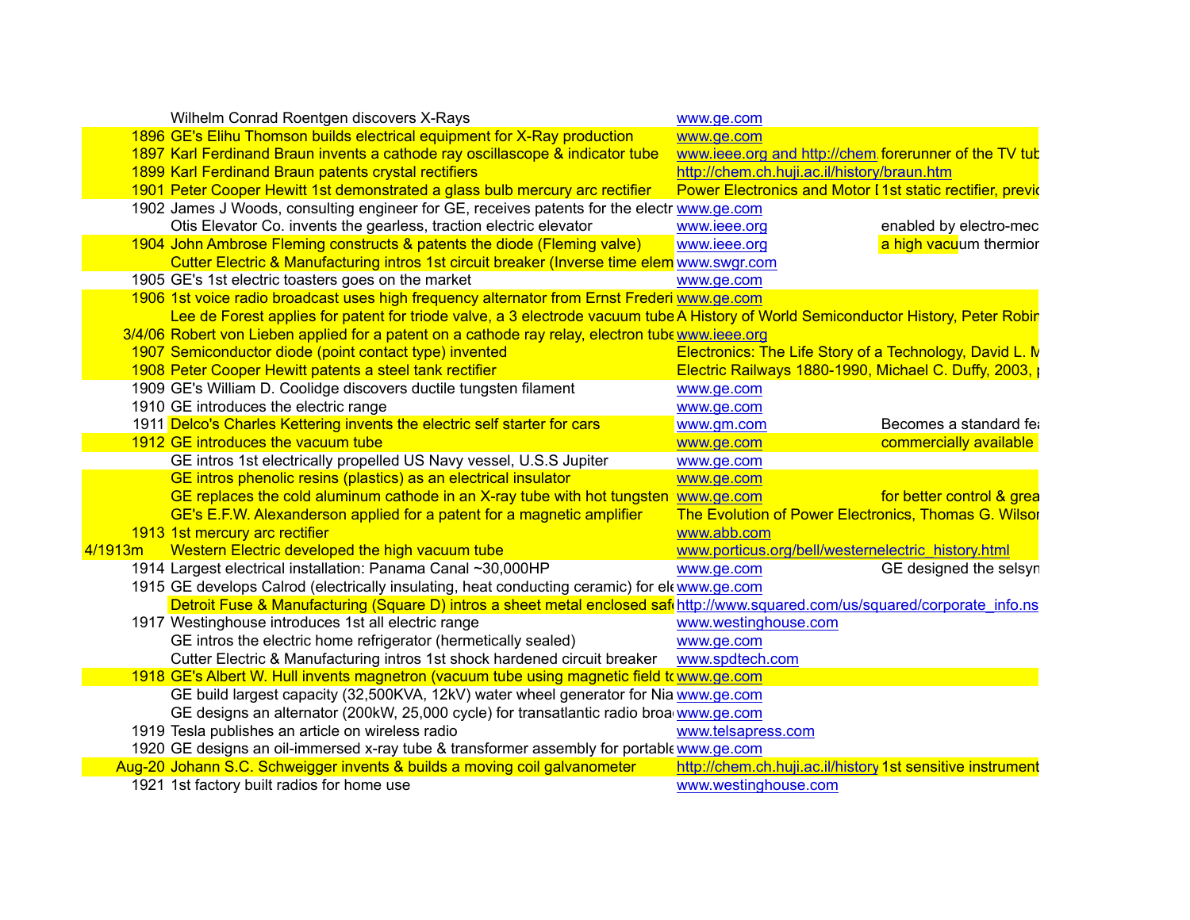| | | | |
|---|---|---|---|
| | Wilhelm Conrad Roentgen discovers X-Rays | www.ge.com | |
| 1896 | GE's Elihu Thomson builds electrical equipment for X-Ray production | www.ge.com | |
| 1897 | Karl Ferdinand Braun invents a cathode ray oscillascope & indicator tube | www.ieee.org and http://chem. | forerunner of the TV tub |
| 1899 | Karl Ferdinand Braun patents crystal rectifiers | http://chem.ch.huji.ac.il/history/braun.htm | |
| 1901 | Peter Cooper Hewitt 1st demonstrated a glass bulb mercury arc rectifier | Power Electronics and Motor I | 1st static rectifier, previ |
| 1902 | James J Woods, consulting engineer for GE, receives patents for the electr | www.ge.com | |
| | Otis Elevator Co. invents the gearless, traction electric elevator | www.ieee.org | enabled by electro-mec |
| 1904 | John Ambrose Fleming constructs & patents the diode (Fleming valve) | www.ieee.org | a high vacuum thermior |
| | Cutter Electric & Manufacturing intros 1st circuit breaker (Inverse time elem | www.swgr.com | |
| 1905 | GE's 1st electric toasters goes on the market | www.ge.com | |
| 1906 | 1st voice radio broadcast uses high frequency alternator from Ernst Frederi | www.ge.com | |
| | Lee de Forest applies for patent for triode valve, a 3 electrode vacuum tube | A History of World Semiconductor History, Peter Robin | |
| 3/4/06 | Robert von Lieben applied for a patent on a cathode ray relay, electron tube | www.ieee.org | |
| 1907 | Semiconductor diode (point contact type) invented | Electronics: The Life Story of a Technology, David L. M | |
| 1908 | Peter Cooper Hewitt patents a steel tank rectifier | Electric Railways 1880-1990, Michael C. Duffy, 2003, p | |
| 1909 | GE's William D. Coolidge discovers ductile tungsten filament | www.ge.com | |
| 1910 | GE introduces the electric range | www.ge.com | |
| 1911 | Delco's Charles Kettering invents the electric self starter for cars | www.gm.com | Becomes a standard fea |
| 1912 | GE introduces the vacuum tube | www.ge.com | commercially available |
| | GE intros 1st electrically propelled US Navy vessel, U.S.S Jupiter | www.ge.com | |
| | GE intros phenolic resins (plastics) as an electrical insulator | www.ge.com | |
| | GE replaces the cold aluminum cathode in an X-ray tube with hot tungsten | www.ge.com | for better control & grea |
| | GE's E.F.W. Alexanderson applied for a patent for a magnetic amplifier | The Evolution of Power Electronics, Thomas G. Wilsor | |
| 1913 | 1st mercury arc rectifier | www.abb.com | |
| 4/1913m | Western Electric developed the high vacuum tube | www.porticus.org/bell/westernelectric_history.html | |
| 1914 | Largest electrical installation: Panama Canal ~30,000HP | www.ge.com | GE designed the selsyn |
| 1915 | GE develops Calrod (electrically insulating, heat conducting ceramic) for ele | www.ge.com | |
| | Detroit Fuse & Manufacturing (Square D) intros a sheet metal enclosed safe | http://www.squared.com/us/squared/corporate_info.ns | |
| 1917 | Westinghouse introduces 1st all electric range | www.westinghouse.com | |
| | GE intros the electric home refrigerator (hermetically sealed) | www.ge.com | |
| | Cutter Electric & Manufacturing intros 1st shock hardened circuit breaker | www.spdtech.com | |
| 1918 | GE's Albert W. Hull invents magnetron (vacuum tube using magnetic field to | www.ge.com | |
| | GE build largest capacity (32,500KVA, 12kV) water wheel generator for Nia | www.ge.com | |
| | GE designs an alternator (200kW, 25,000 cycle) for transatlantic radio broa | www.ge.com | |
| 1919 | Tesla publishes an article on wireless radio | www.telsapress.com | |
| 1920 | GE designs an oil-immersed x-ray tube & transformer assembly for portable | www.ge.com | |
| Aug-20 | Johann S.C. Schweigger invents & builds a moving coil galvanometer | http://chem.ch.huji.ac.il/history | 1st sensitive instrument |
| 1921 | 1st factory built radios for home use | www.westinghouse.com | |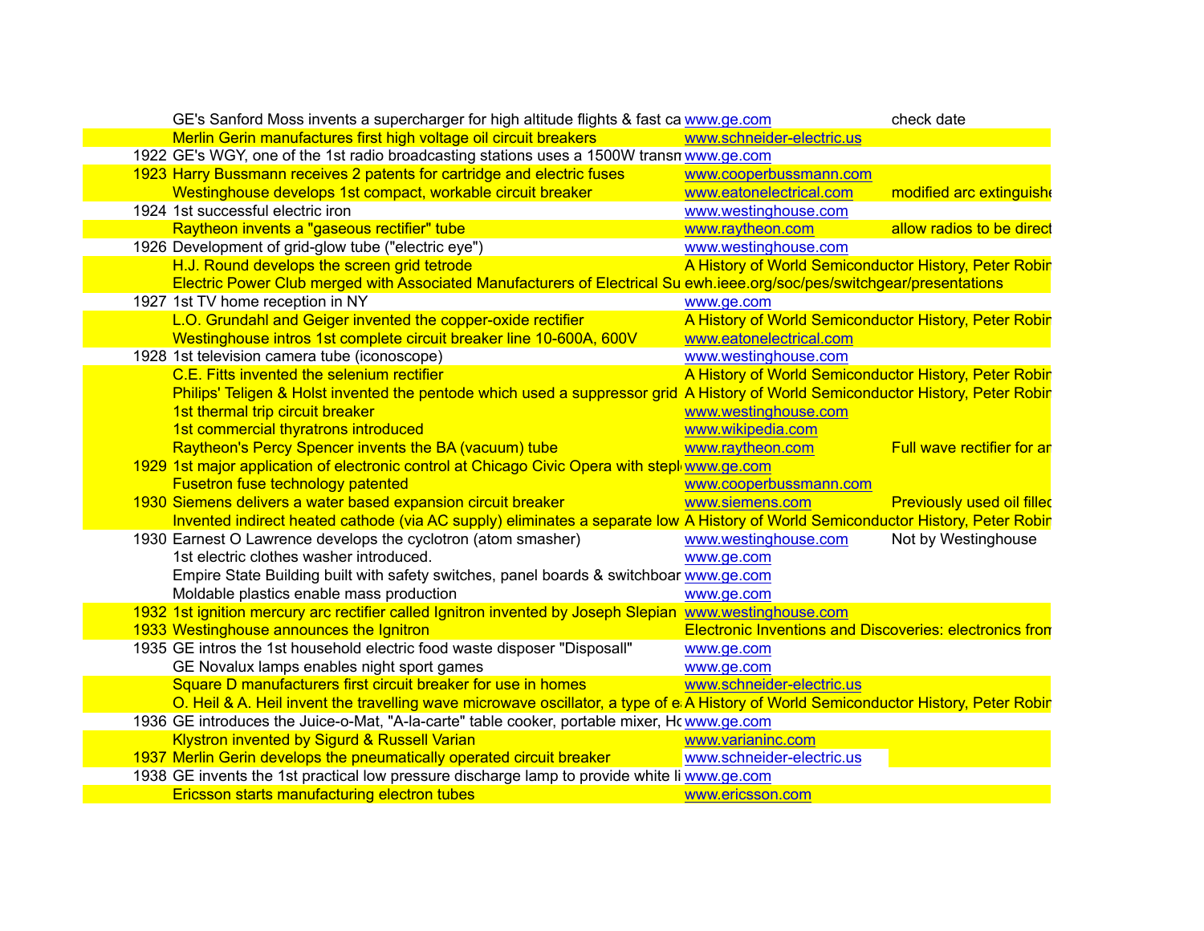| Year | Event | Source | Notes |
|---|---|---|---|
| | GE's Sanford Moss invents a supercharger for high altitude flights & fast ca | www.ge.com | check date |
| | Merlin Gerin manufactures first high voltage oil circuit breakers | www.schneider-electric.us | |
| 1922 | GE's WGY, one of the 1st radio broadcasting stations uses a 1500W transm | www.ge.com | |
| 1923 | Harry Bussmann receives 2 patents for cartridge and electric fuses | www.cooperbussmann.com | |
| | Westinghouse develops 1st compact, workable circuit breaker | www.eatonelectrical.com | modified arc extinguishe |
| 1924 | 1st successful electric iron | www.westinghouse.com | |
| | Raytheon invents a "gaseous rectifier" tube | www.raytheon.com | allow radios to be direct |
| 1926 | Development of grid-glow tube ("electric eye") | www.westinghouse.com | |
| | H.J. Round develops the screen grid tetrode | A History of World Semiconductor History, Peter Robin | |
| | Electric Power Club merged with Associated Manufacturers of Electrical Su | ewh.ieee.org/soc/pes/switchgear/presentations | |
| 1927 | 1st TV home reception in NY | www.ge.com | |
| | L.O. Grundahl and Geiger invented the copper-oxide rectifier | A History of World Semiconductor History, Peter Robin | |
| | Westinghouse intros 1st complete circuit breaker line 10-600A, 600V | www.eatonelectrical.com | |
| 1928 | 1st television camera tube (iconoscope) | www.westinghouse.com | |
| | C.E. Fitts invented the selenium rectifier | A History of World Semiconductor History, Peter Robin | |
| | Philips' Teligen & Holst invented the pentode which used a suppressor grid | A History of World Semiconductor History, Peter Robin | |
| | 1st thermal trip circuit breaker | www.westinghouse.com | |
| | 1st commercial thyratrons introduced | www.wikipedia.com | |
| | Raytheon's Percy Spencer invents the BA (vacuum) tube | www.raytheon.com | Full wave rectifier for ar |
| 1929 | 1st major application of electronic control at Chicago Civic Opera with stepl | www.ge.com | |
| | Fusetron fuse technology patented | www.cooperbussmann.com | |
| 1930 | Siemens delivers a water based expansion circuit breaker | www.siemens.com | Previously used oil fillec |
| | Invented indirect heated cathode (via AC supply) eliminates a separate low | A History of World Semiconductor History, Peter Robin | |
| 1930 | Earnest O Lawrence develops the cyclotron (atom smasher) | www.westinghouse.com | Not by Westinghouse |
| | 1st electric clothes washer introduced. | www.ge.com | |
| | Empire State Building built with safety switches, panel boards & switchboar | www.ge.com | |
| | Moldable plastics enable mass production | www.ge.com | |
| 1932 | 1st ignition mercury arc rectifier called Ignitron invented by Joseph Slepian | www.westinghouse.com | |
| 1933 | Westinghouse announces the Ignitron | Electronic Inventions and Discoveries: electronics fron | |
| 1935 | GE intros the 1st household electric food waste disposer "Disposall" | www.ge.com | |
| | GE Novalux lamps enables night sport games | www.ge.com | |
| | Square D manufacturers first circuit breaker for use in homes | www.schneider-electric.us | |
| | O. Heil & A. Heil invent the travelling wave microwave oscillator, a type of e | A History of World Semiconductor History, Peter Robin | |
| 1936 | GE introduces the Juice-o-Mat, "A-la-carte" table cooker, portable mixer, Hc | www.ge.com | |
| | Klystron invented by Sigurd & Russell Varian | www.varianinc.com | |
| 1937 | Merlin Gerin develops the pneumatically operated circuit breaker | www.schneider-electric.us | |
| 1938 | GE invents the 1st practical low pressure discharge lamp to provide white li | www.ge.com | |
| | Ericsson starts manufacturing electron tubes | www.ericsson.com | |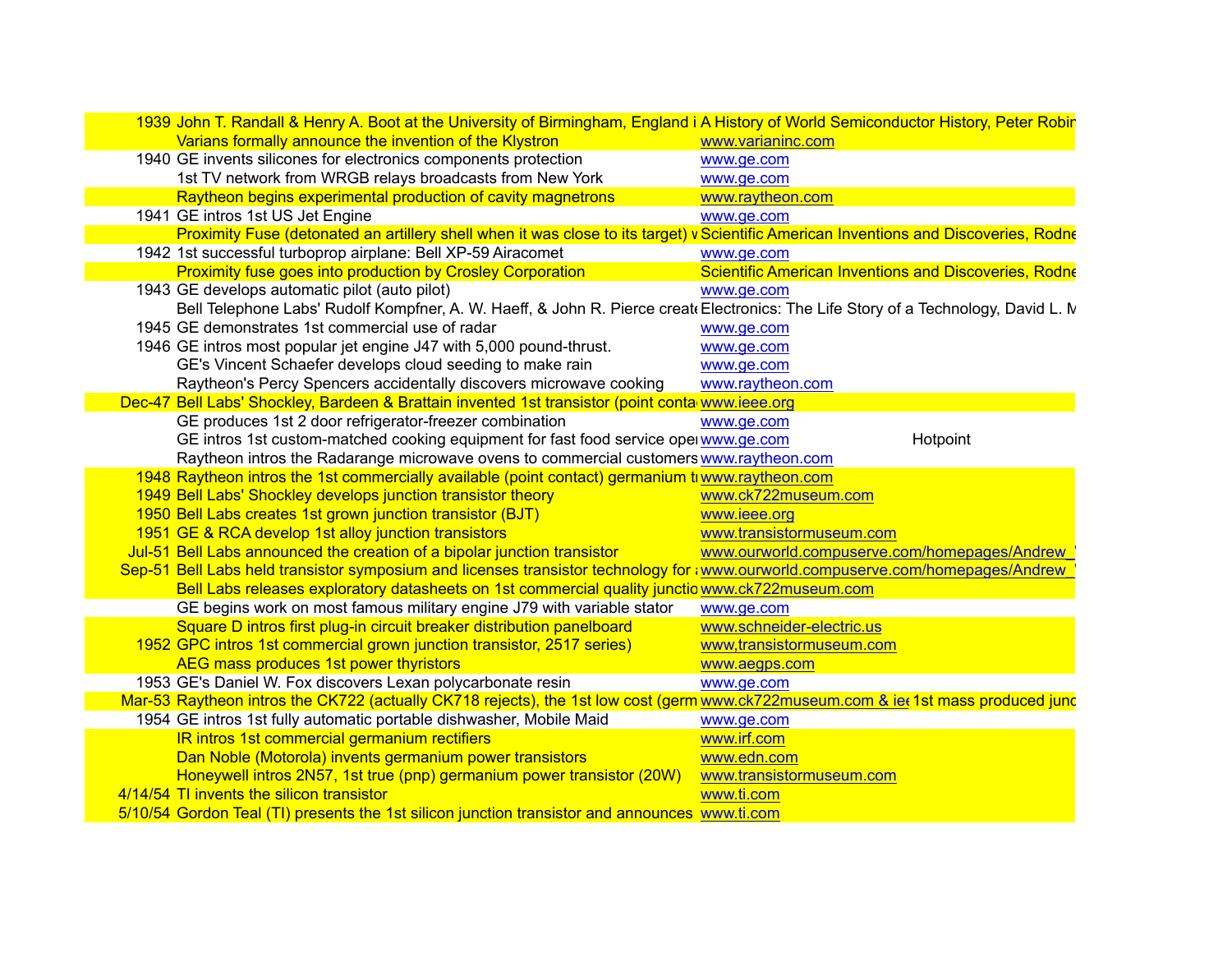| Date | Event | Source | | |
|---|---|---|---|---|
| 1939 | John T. Randall & Henry A. Boot at the University of Birmingham, England i | A History of World Semiconductor History, Peter Robin | | |
| | Varians formally announce the invention of the Klystron | www.varianinc.com | | |
| 1940 | GE invents silicones for electronics components protection | www.ge.com | | |
| | 1st TV network from WRGB relays broadcasts from New York | www.ge.com | | |
| | Raytheon begins experimental production of cavity magnetrons | www.raytheon.com | | |
| 1941 | GE intros 1st US Jet Engine | www.ge.com | | |
| | Proximity Fuse (detonated an artillery shell when it was close to its target) v | Scientific American Inventions and Discoveries, Rodne | | |
| 1942 | 1st successful turboprop airplane: Bell XP-59 Airacomet | www.ge.com | | |
| | Proximity fuse goes into production by Crosley Corporation | Scientific American Inventions and Discoveries, Rodne | | |
| 1943 | GE develops automatic pilot (auto pilot) | www.ge.com | | |
| | Bell Telephone Labs' Rudolf Kompfner, A. W. Haeff, & John R. Pierce creat | Electronics: The Life Story of a Technology, David L. M | | |
| 1945 | GE demonstrates 1st commercial use of radar | www.ge.com | | |
| 1946 | GE intros most popular jet engine J47 with 5,000 pound-thrust. | www.ge.com | | |
| | GE's Vincent Schaefer develops cloud seeding to make rain | www.ge.com | | |
| | Raytheon's Percy Spencers accidentally discovers microwave cooking | www.raytheon.com | | |
| Dec-47 | Bell Labs' Shockley, Bardeen & Brattain invented 1st transistor (point conta | www.ieee.org | | |
| | GE produces 1st 2 door refrigerator-freezer combination | www.ge.com | | |
| | GE intros 1st custom-matched cooking equipment for fast food service ope | www.ge.com | Hotpoint | |
| | Raytheon intros the Radarange microwave ovens to commercial customers | www.raytheon.com | | |
| 1948 | Raytheon intros the 1st commercially available (point contact) germanium t | www.raytheon.com | | |
| 1949 | Bell Labs' Shockley develops junction transistor theory | www.ck722museum.com | | |
| 1950 | Bell Labs creates 1st grown junction transistor (BJT) | www.ieee.org | | |
| 1951 | GE & RCA develop 1st alloy junction transistors | www.transistormuseum.com | | |
| Jul-51 | Bell Labs announced the creation of a bipolar junction transistor | www.ourworld.compuserve.com/homepages/Andrew_ | | |
| Sep-51 | Bell Labs held transistor symposium and licenses transistor technology for | www.ourworld.compuserve.com/homepages/Andrew_ | | |
| | Bell Labs releases exploratory datasheets on 1st commercial quality junctio | www.ck722museum.com | | |
| | GE begins work on most famous military engine J79 with variable stator | www.ge.com | | |
| | Square D intros first plug-in circuit breaker distribution panelboard | www.schneider-electric.us | | |
| 1952 | GPC intros 1st commercial grown junction transistor, 2517 series) | www,transistormuseum.com | | |
| | AEG mass produces 1st power thyristors | www.aegps.com | | |
| 1953 | GE's Daniel W. Fox discovers Lexan polycarbonate resin | www.ge.com | | |
| Mar-53 | Raytheon intros the CK722 (actually CK718 rejects), the 1st low cost (germ | www.ck722museum.com & iee | 1st mass produced junc | |
| 1954 | GE intros 1st fully automatic portable dishwasher, Mobile Maid | www.ge.com | | |
| | IR intros 1st commercial germanium rectifiers | www.irf.com | | |
| | Dan Noble (Motorola) invents germanium power transistors | www.edn.com | | |
| | Honeywell intros 2N57, 1st true (pnp) germanium power transistor (20W) | www.transistormuseum.com | | |
| 4/14/54 | TI invents the silicon transistor | www.ti.com | | |
| 5/10/54 | Gordon Teal (TI) presents the 1st silicon junction transistor and announces | www.ti.com | | |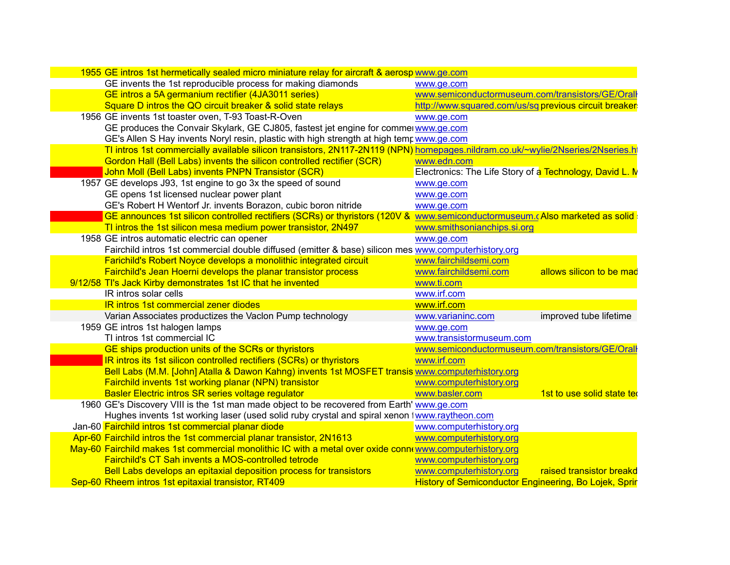| | | | |
|---|---|---|---|
| 1955 | GE intros 1st hermetically sealed micro miniature relay for aircraft & aerosp | www.ge.com | |
| | GE invents the 1st reproducible process for making diamonds | www.ge.com | |
| | GE intros a 5A germanium rectifier (4JA3011 series) | www.semiconductormuseum.com/transistors/GE/OralH | |
| | Square D intros the QO circuit breaker & solid state relays | http://www.squared.com/us/sq | previous circuit breakers |
| 1956 | GE invents 1st toaster oven, T-93 Toast-R-Oven | www.ge.com | |
| | GE produces the Convair Skylark, GE CJ805, fastest jet engine for commer | www.ge.com | |
| | GE's Allen S Hay invents Noryl resin, plastic with high strength at high temp | www.ge.com | |
| | TI intros 1st commercially available silicon transistors, 2N117-2N119 (NPN) | homepages.nildram.co.uk/~wylie/2Nseries/2Nseries.ht | |
| | Gordon Hall (Bell Labs) invents the silicon controlled rectifier (SCR) | www.edn.com | |
| | John Moll (Bell Labs) invents PNPN Transistor (SCR) | Electronics: The Life Story of a | Technology, David L. M |
| 1957 | GE develops J93, 1st engine to go 3x the speed of sound | www.ge.com | |
| | GE opens 1st licensed nuclear power plant | www.ge.com | |
| | GE's Robert H Wentorf Jr. invents Borazon, cubic boron nitride | www.ge.com | |
| | GE announces 1st silicon controlled rectifiers (SCRs) or thyristors (120V & | www.semiconductormuseum.c | Also marketed as solid |
| | TI intros the 1st silicon mesa medium power transistor, 2N497 | www.smithsonianchips.si.org | |
| 1958 | GE intros automatic electric can opener | www.ge.com | |
| | Fairchild intros 1st commercial double diffused (emitter & base) silicon mes | www.computerhistory.org | |
| | Farichild's Robert Noyce develops a monolithic integrated circuit | www.fairchildsemi.com | |
| | Fairchild's Jean Hoerni develops the planar transistor process | www.fairchildsemi.com | allows silicon to be mad |
| 9/12/58 | TI's Jack Kirby demonstrates 1st IC that he invented | www.ti.com | |
| | IR intros solar cells | www.irf.com | |
| | IR intros 1st commercial zener diodes | www.irf.com | |
| | Varian Associates productizes the Vaclon Pump technology | www.varianinc.com | improved tube lifetime |
| 1959 | GE intros 1st halogen lamps | www.ge.com | |
| | TI intros 1st commercial IC | www.transistormuseum.com | |
| | GE ships production units of the SCRs or thyristors | www.semiconductormuseum.com/transistors/GE/OralH | |
| | IR intros its 1st silicon controlled rectifiers (SCRs) or thyristors | www.irf.com | |
| | Bell Labs (M.M. [John] Atalla & Dawon Kahng) invents 1st MOSFET transis | www.computerhistory.org | |
| | Fairchild invents 1st working planar (NPN) transistor | www.computerhistory.org | |
| | Basler Electric intros SR series voltage regulator | www.basler.com | 1st to use solid state tec |
| 1960 | GE's Discovery VIII is the 1st man made object to be recovered from Earth' | www.ge.com | |
| | Hughes invents 1st working laser (used solid ruby crystal and spiral xenon f | www.raytheon.com | |
| Jan-60 | Fairchild intros 1st commercial planar diode | www.computerhistory.org | |
| Apr-60 | Fairchild intros the 1st commercial planar transistor, 2N1613 | www.computerhistory.org | |
| May-60 | Fairchild makes 1st commercial monolithic IC with a metal over oxide conne | www.computerhistory.org | |
| | Fairchild's CT Sah invents a MOS-controlled tetrode | www.computerhistory.org | |
| | Bell Labs develops an epitaxial deposition process for transistors | www.computerhistory.org | raised transistor breakd |
| Sep-60 | Rheem intros 1st epitaxial transistor, RT409 | History of Semiconductor Engineering, Bo Lojek, Sprin | |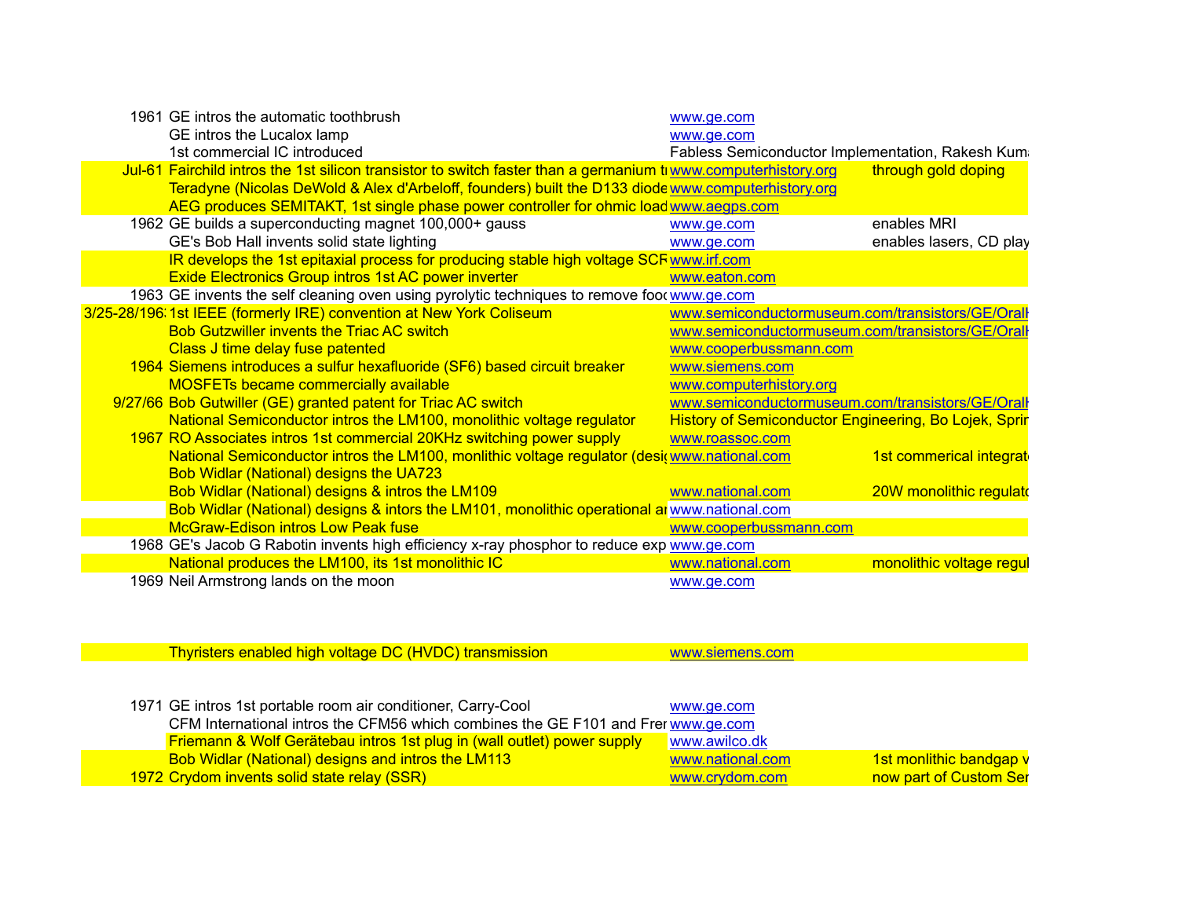| | | | |
|---|---|---|---|
| 1961 | GE intros the automatic toothbrush | www.ge.com | |
| | GE intros the Lucalox lamp | www.ge.com | |
| | 1st commercial IC introduced | Fabless Semiconductor Implementation, Rakesh Kuma | |
| Jul-61 | Fairchild intros the 1st silicon transistor to switch faster than a germanium tr | www.computerhistory.org | through gold doping |
| | Teradyne (Nicolas DeWold & Alex d'Arbeloff, founders) built the D133 diode | www.computerhistory.org | |
| | AEG produces SEMITAKT, 1st single phase power controller for ohmic load | www.aegps.com | |
| 1962 | GE builds a superconducting magnet 100,000+ gauss | www.ge.com | enables MRI |
| | GE's Bob Hall invents solid state lighting | www.ge.com | enables lasers, CD play |
| | IR develops the 1st epitaxial process for producing stable high voltage SCR | www.irf.com | |
| | Exide Electronics Group intros 1st AC power inverter | www.eaton.com | |
| 1963 | GE invents the self cleaning oven using pyrolytic techniques to remove food | www.ge.com | |
| 3/25-28/196: | 1st IEEE (formerly IRE) convention at New York Coliseum | www.semiconductormuseum.com/transistors/GE/OralH | |
| | Bob Gutzwiller invents the Triac AC switch | www.semiconductormuseum.com/transistors/GE/OralH | |
| | Class J time delay fuse patented | www.cooperbussmann.com | |
| 1964 | Siemens introduces a sulfur hexafluoride (SF6) based circuit breaker | www.siemens.com | |
| | MOSFETs became commercially available | www.computerhistory.org | |
| 9/27/66 | Bob Gutwiller (GE) granted patent for Triac AC switch | www.semiconductormuseum.com/transistors/GE/OralH | |
| | National Semiconductor intros the LM100, monolithic voltage regulator | History of Semiconductor Engineering, Bo Lojek, Sprin | |
| 1967 | RO Associates intros 1st commercial 20KHz switching power supply | www.roassoc.com | |
| | National Semiconductor intros the LM100, monlithic voltage regulator (desig | www.national.com | 1st commerical integrat |
| | Bob Widlar (National) designs the UA723 | | |
| | Bob Widlar (National) designs & intros the LM109 | www.national.com | 20W monolithic regulato |
| | Bob Widlar (National) designs & intors the LM101, monolithic operational am | www.national.com | |
| | McGraw-Edison intros Low Peak fuse | www.cooperbussmann.com | |
| 1968 | GE's Jacob G Rabotin invents high efficiency x-ray phosphor to reduce exp | www.ge.com | |
| | National produces the LM100, its 1st monolithic IC | www.national.com | monolithic voltage regul |
| 1969 | Neil Armstrong lands on the moon | www.ge.com | |
| | Thyristers enabled high voltage DC (HVDC) transmission | www.siemens.com | |
| 1971 | GE intros 1st portable room air conditioner, Carry-Cool | www.ge.com | |
| | CFM International intros the CFM56 which combines the GE F101 and Fren | www.ge.com | |
| | Friemann & Wolf Gerätebau intros 1st plug in (wall outlet) power supply | www.awilco.dk | |
| | Bob Widlar (National) designs and intros the LM113 | www.national.com | 1st monlithic bandgap v |
| 1972 | Crydom invents solid state relay (SSR) | www.crydom.com | now part of Custom Ser |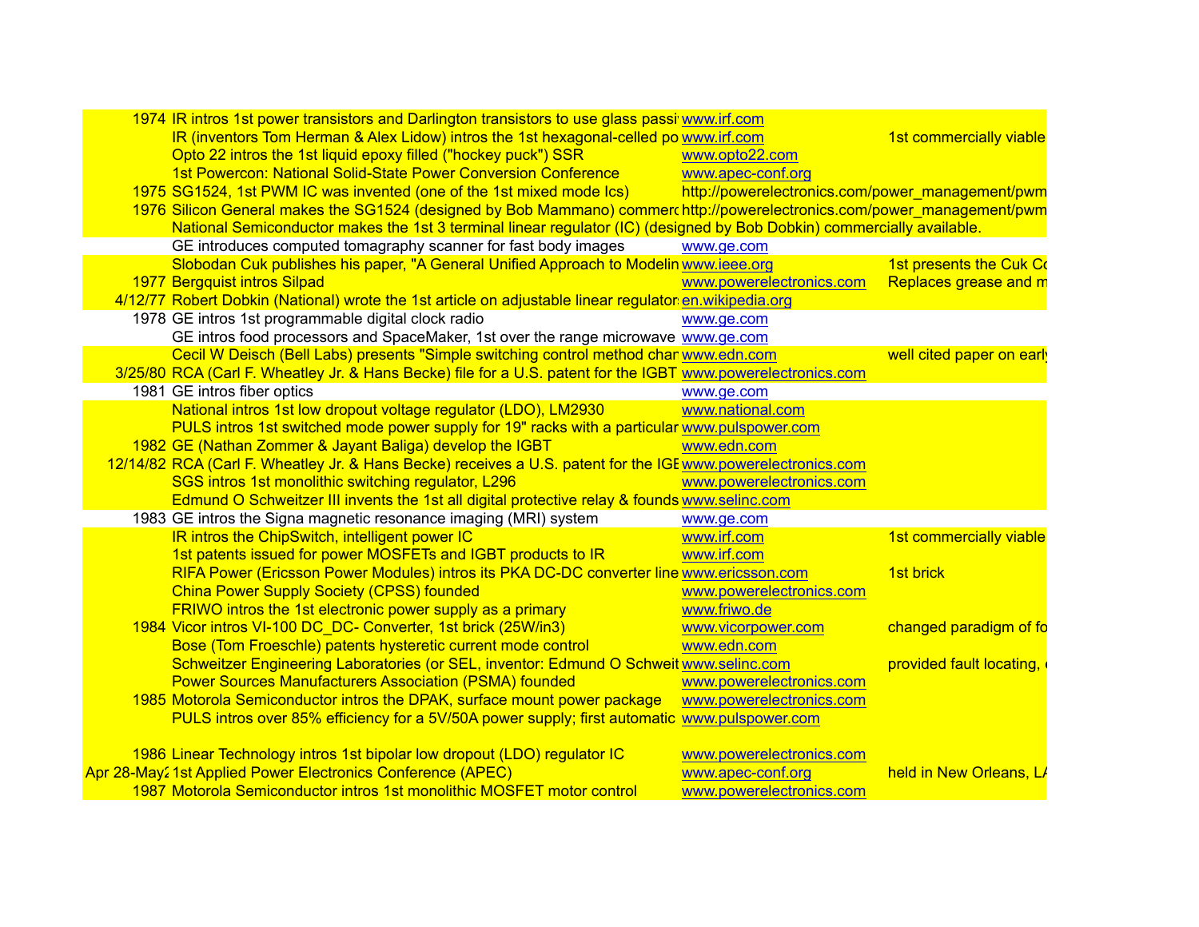| | | | |
|---|---|---|---|
| 1974 | IR intros 1st power transistors and Darlington transistors to use glass passi | www.irf.com | |
| | IR (inventors Tom Herman & Alex Lidow) intros the 1st hexagonal-celled po | www.irf.com | 1st commercially viable |
| | Opto 22 intros the 1st liquid epoxy filled ("hockey puck") SSR | www.opto22.com | |
| | 1st Powercon: National Solid-State Power Conversion Conference | www.apec-conf.org | |
| 1975 | SG1524, 1st PWM IC was invented (one of the 1st mixed mode Ics) | http://powerelectronics.com/power_management/pwm | |
| 1976 | Silicon General makes the SG1524 (designed by Bob Mammano) commerc | http://powerelectronics.com/power_management/pwm | |
| | National Semiconductor makes the 1st 3 terminal linear regulator (IC) (designed by Bob Dobkin) commercially available. | | |
| | GE introduces computed tomagraphy scanner for fast body images | www.ge.com | |
| | Slobodan Cuk publishes his paper, "A General Unified Approach to Modelin | www.ieee.org | 1st presents the Cuk Co |
| 1977 | Bergquist intros Silpad | www.powerelectronics.com | Replaces grease and m |
| 4/12/77 | Robert Dobkin (National) wrote the 1st article on adjustable linear regulator | en.wikipedia.org | |
| 1978 | GE intros 1st programmable digital clock radio | www.ge.com | |
| | GE intros food processors and SpaceMaker, 1st over the range microwave | www.ge.com | |
| | Cecil W Deisch (Bell Labs) presents "Simple switching control method char | www.edn.com | well cited paper on early |
| 3/25/80 | RCA (Carl F. Wheatley Jr. & Hans Becke) file for a U.S. patent for the IGBT | www.powerelectronics.com | |
| 1981 | GE intros fiber optics | www.ge.com | |
| | National intros 1st low dropout voltage regulator (LDO), LM2930 | www.national.com | |
| | PULS intros 1st switched mode power supply for 19" racks with a particular | www.pulspower.com | |
| 1982 | GE (Nathan Zommer & Jayant Baliga) develop the IGBT | www.edn.com | |
| 12/14/82 | RCA (Carl F. Wheatley Jr. & Hans Becke) receives a U.S. patent for the IGE | www.powerelectronics.com | |
| | SGS intros 1st monolithic switching regulator, L296 | www.powerelectronics.com | |
| | Edmund O Schweitzer III invents the 1st all digital protective relay & founds | www.selinc.com | |
| 1983 | GE intros the Signa magnetic resonance imaging (MRI) system | www.ge.com | |
| | IR intros the ChipSwitch, intelligent power IC | www.irf.com | 1st commercially viable |
| | 1st patents issued for power MOSFETs and IGBT products to IR | www.irf.com | |
| | RIFA Power (Ericsson Power Modules) intros its PKA DC-DC converter line | www.ericsson.com | 1st brick |
| | China Power Supply Society (CPSS) founded | www.powerelectronics.com | |
| | FRIWO intros the 1st electronic power supply as a primary | www.friwo.de | |
| 1984 | Vicor intros VI-100 DC_DC- Converter, 1st brick (25W/in3) | www.vicorpower.com | changed paradigm of fo |
| | Bose (Tom Froeschle) patents hysteretic current mode control | www.edn.com | |
| | Schweitzer Engineering Laboratories (or SEL, inventor: Edmund O Schweit | www.selinc.com | provided fault locating, |
| | Power Sources Manufacturers Association (PSMA) founded | www.powerelectronics.com | |
| 1985 | Motorola Semiconductor intros the DPAK, surface mount power package | www.powerelectronics.com | |
| | PULS intros over 85% efficiency for a 5V/50A power supply; first automatic | www.pulspower.com | |
| | | | |
| 1986 | Linear Technology intros 1st bipolar low dropout (LDO) regulator IC | www.powerelectronics.com | |
| Apr 28-May2 | 1st Applied Power Electronics Conference (APEC) | www.apec-conf.org | held in New Orleans, LA |
| 1987 | Motorola Semiconductor intros 1st monolithic MOSFET motor control | www.powerelectronics.com | |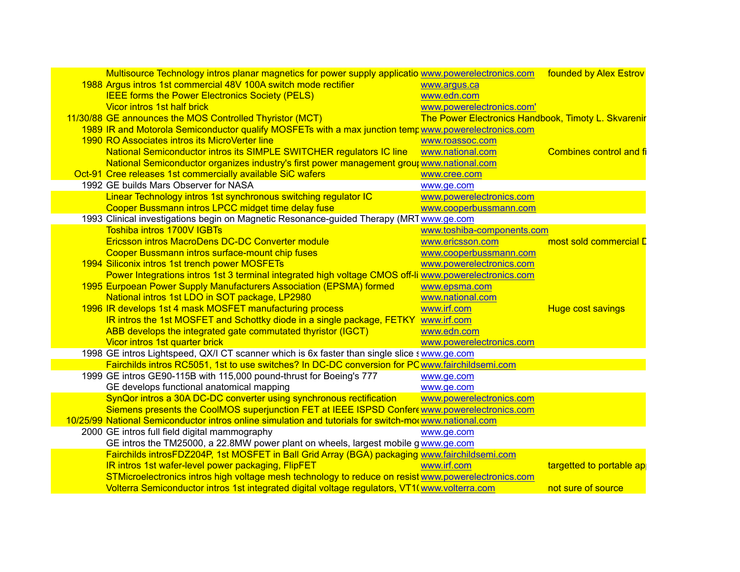| | | | |
|---|---|---|---|
| | Multisource Technology intros planar magnetics for power supply applicatio | www.powerelectronics.com | founded by Alex Estrov |
| 1988 | Argus intros 1st commercial 48V 100A switch mode rectifier | www.argus.ca | |
| | IEEE forms the Power Electronics Society (PELS) | www.edn.com | |
| | Vicor intros 1st half brick | www.powerelectronics.com' | |
| 11/30/88 | GE announces the MOS Controlled Thyristor (MCT) | The Power Electronics Handbook, Timoty L. Skvarenir | |
| 1989 | IR and Motorola Semiconductor qualify MOSFETs with a max junction temp | www.powerelectronics.com | |
| 1990 | RO Associates intros its MicroVerter line | www.roassoc.com | |
| | National Semiconductor intros its SIMPLE SWITCHER regulators IC line | www.national.com | Combines control and fi |
| | National Semiconductor organizes industry's first power management grou | www.national.com | |
| Oct-91 | Cree releases 1st commercially available SiC wafers | www.cree.com | |
| 1992 | GE builds Mars Observer for NASA | www.ge.com | |
| | Linear Technology intros 1st synchronous switching regulator IC | www.powerelectronics.com | |
| | Cooper Bussmann intros LPCC midget time delay fuse | www.cooperbussmann.com | |
| 1993 | Clinical investigations begin on Magnetic Resonance-guided Therapy (MRT | www.ge.com | |
| | Toshiba intros 1700V IGBTs | www.toshiba-components.com | |
| | Ericsson intros MacroDens DC-DC Converter module | www.ericsson.com | most sold commercial D |
| | Cooper Bussmann intros surface-mount chip fuses | www.cooperbussmann.com | |
| 1994 | Siliconix intros 1st trench power MOSFETs | www.powerelectronics.com | |
| | Power Integrations intros 1st 3 terminal integrated high voltage CMOS off-li | www.powerelectronics.com | |
| 1995 | Eurpoean Power Supply Manufacturers Association (EPSMA) formed | www.epsma.com | |
| | National intros 1st LDO in SOT package, LP2980 | www.national.com | |
| 1996 | IR develops 1st 4 mask MOSFET manufacturing process | www.irf.com | Huge cost savings |
| | IR intros the 1st MOSFET and Schottky diode in a single package, FETKY | www.irf.com | |
| | ABB develops the integrated gate commutated thyristor (IGCT) | www.edn.com | |
| | Vicor intros 1st quarter brick | www.powerelectronics.com | |
| 1998 | GE intros Lightspeed, QX/I CT scanner which is 6x faster than single slice s | www.ge.com | |
| | Fairchilds intros RC5051, 1st to use switches? In DC-DC conversion for PC | www.fairchildsemi.com | |
| 1999 | GE intros GE90-115B with 115,000 pound-thrust for Boeing's 777 | www.ge.com | |
| | GE develops functional anatomical mapping | www.ge.com | |
| | SynQor intros a 30A DC-DC converter using synchronous rectification | www.powerelectronics.com | |
| | Siemens presents the CoolMOS superjunction FET at IEEE ISPSD Confere | www.powerelectronics.com | |
| 10/25/99 | National Semiconductor intros online simulation and tutorials for switch-mo | www.national.com | |
| 2000 | GE intros full field digital mammography | www.ge.com | |
| | GE intros the TM25000, a 22.8MW power plant on wheels, largest mobile g | www.ge.com | |
| | Fairchilds introsFDZ204P, 1st MOSFET in Ball Grid Array (BGA) packaging | www.fairchildsemi.com | |
| | IR intros 1st wafer-level power packaging, FlipFET | www.irf.com | targetted to portable ap |
| | STMicroelectronics intros high voltage mesh technology to reduce on resist | www.powerelectronics.com | |
| | Volterra Semiconductor intros 1st integrated digital voltage regulators, VT1 | www.volterra.com | not sure of source |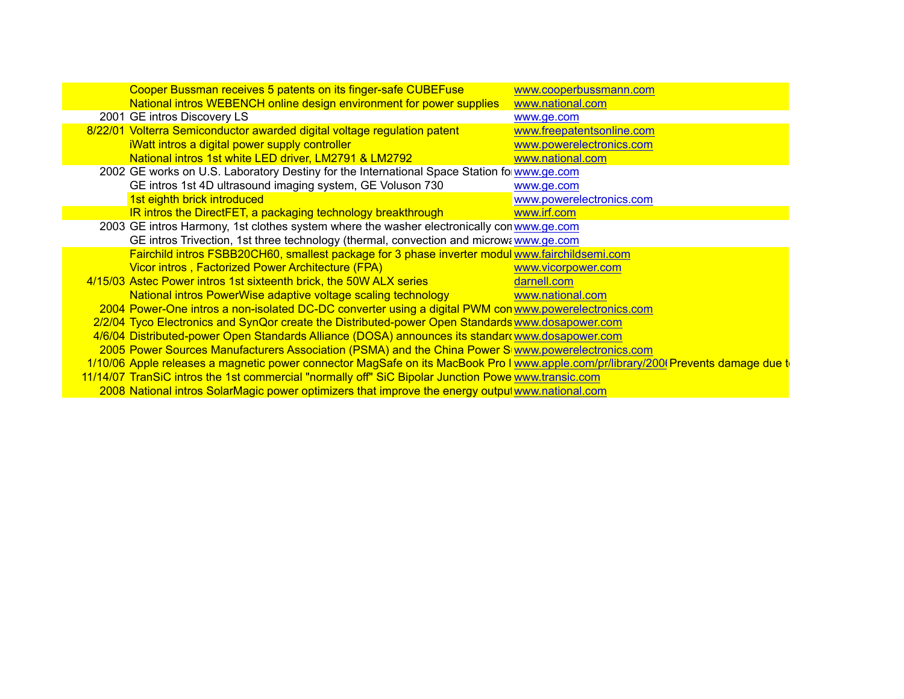| | | | |
|---|---|---|---|
| | Cooper Bussman receives 5 patents on its finger-safe CUBEFuse | www.cooperbussmann.com | |
| | National intros WEBENCH online design environment for power supplies | www.national.com | |
| 2001 | GE intros Discovery LS | www.ge.com | |
| 8/22/01 | Volterra Semiconductor awarded digital voltage regulation patent | www.freepatentsonline.com | |
| | iWatt intros a digital power supply controller | www.powerelectronics.com | |
| | National intros 1st white LED driver, LM2791 & LM2792 | www.national.com | |
| 2002 | GE works on U.S. Laboratory Destiny for the International Space Station fo | www.ge.com | |
| | GE intros 1st 4D ultrasound imaging system, GE Voluson 730 | www.ge.com | |
| | 1st eighth brick introduced | www.powerelectronics.com | |
| | IR intros the DirectFET, a packaging technology breakthrough | www.irf.com | |
| 2003 | GE intros Harmony, 1st clothes system where the washer electronically con | www.ge.com | |
| | GE intros Trivection, 1st three technology (thermal, convection and microwa | www.ge.com | |
| | Fairchild intros FSBB20CH60, smallest package for 3 phase inverter modul | www.fairchildsemi.com | |
| | Vicor intros , Factorized Power Architecture (FPA) | www.vicorpower.com | |
| 4/15/03 | Astec Power intros 1st sixteenth brick, the 50W ALX series | darnell.com | |
| | National intros PowerWise adaptive voltage scaling technology | www.national.com | |
| 2004 | Power-One intros a non-isolated DC-DC converter using a digital PWM con | www.powerelectronics.com | |
| 2/2/04 | Tyco Electronics and SynQor create the Distributed-power Open Standards | www.dosapower.com | |
| 4/6/04 | Distributed-power Open Standards Alliance (DOSA) announces its standard | www.dosapower.com | |
| 2005 | Power Sources Manufacturers Association (PSMA) and the China Power S | www.powerelectronics.com | |
| 1/10/06 | Apple releases a magnetic power connector MagSafe on its MacBook Pro l | www.apple.com/pr/library/200 | Prevents damage due t |
| 11/14/07 | TranSiC intros the 1st commercial "normally off" SiC Bipolar Junction Powe | www.transic.com | |
| 2008 | National intros SolarMagic power optimizers that improve the energy output | www.national.com | |